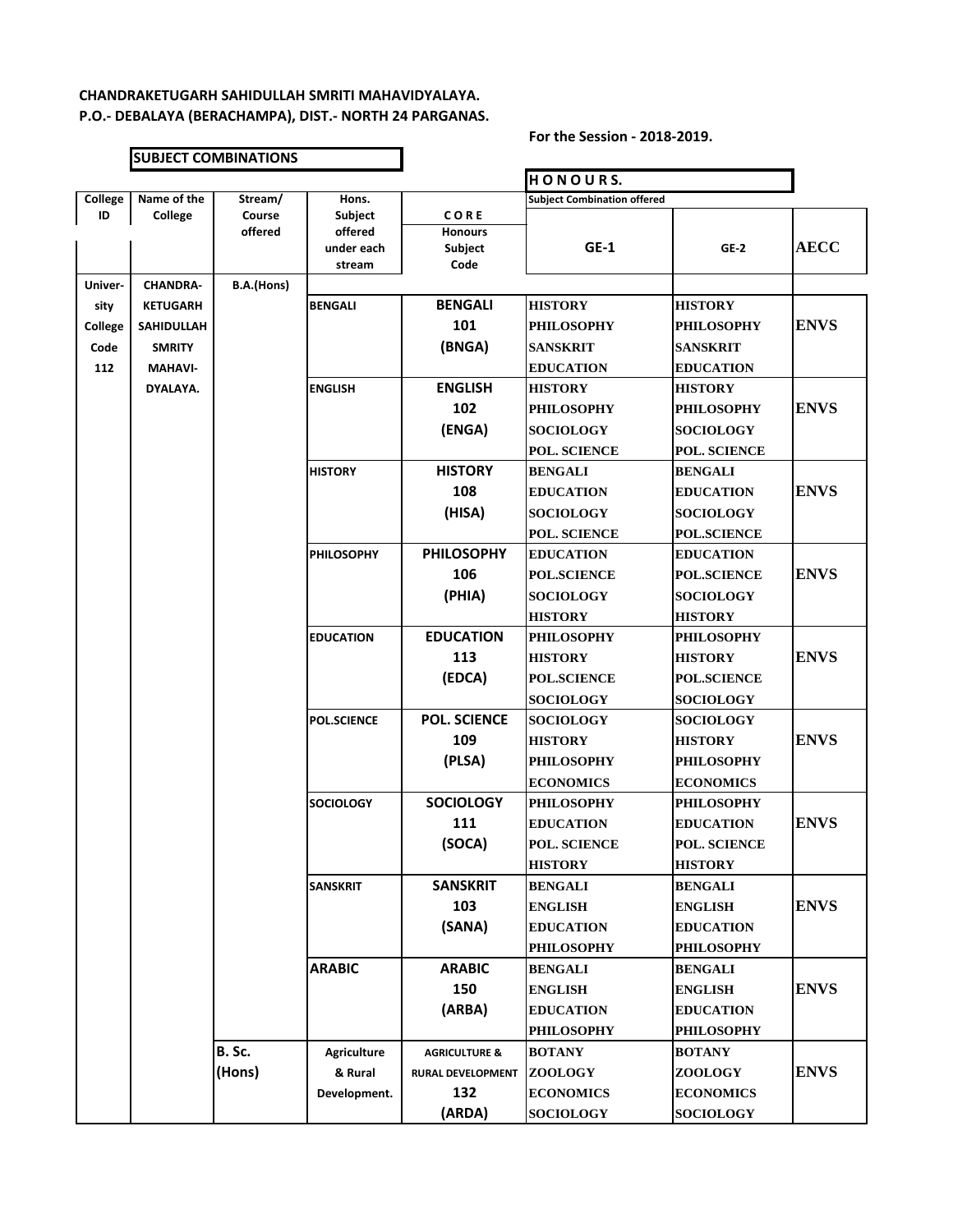**CHANDRAKETUGARH SAHIDULLAH SMRITI MAHAVIDYALAYA.**
**P.O.- DEBALAYA (BERACHAMPA), DIST.- NORTH 24 PARGANAS.**

**For the Session - 2018-2019.**

**SUBJECT COMBINATIONS**

| College ID | Name of the College | Stream/ Course offered | Hons. Subject offered under each stream | CORE Honours Subject Code | HONOURS. Subject Combination offered GE-1 | GE-2 | AECC |
|---|---|---|---|---|---|---|---|
| University College Code 112 | CHANDRA-KETUGARH SAHIDULLAH SMRITY MAHAVI-DYALAYA. | B.A.(Hons) | | | | | |
| | | | BENGALI | BENGALI 101 (BNGA) | HISTORY<br>PHILOSOPHY<br>SANSKRIT<br>EDUCATION | HISTORY<br>PHILOSOPHY<br>SANSKRIT<br>EDUCATION | ENVS |
| | | | ENGLISH | ENGLISH 102 (ENGA) | HISTORY<br>PHILOSOPHY<br>SOCIOLOGY<br>POL. SCIENCE | HISTORY<br>PHILOSOPHY<br>SOCIOLOGY<br>POL. SCIENCE | ENVS |
| | | | HISTORY | HISTORY 108 (HISA) | BENGALI<br>EDUCATION<br>SOCIOLOGY<br>POL. SCIENCE | BENGALI<br>EDUCATION<br>SOCIOLOGY<br>POL.SCIENCE | ENVS |
| | | | PHILOSOPHY | PHILOSOPHY 106 (PHIA) | EDUCATION<br>POL.SCIENCE<br>SOCIOLOGY<br>HISTORY | EDUCATION<br>POL.SCIENCE<br>SOCIOLOGY<br>HISTORY | ENVS |
| | | | EDUCATION | EDUCATION 113 (EDCA) | PHILOSOPHY<br>HISTORY<br>POL.SCIENCE<br>SOCIOLOGY | PHILOSOPHY<br>HISTORY<br>POL.SCIENCE<br>SOCIOLOGY | ENVS |
| | | | POL.SCIENCE | POL. SCIENCE 109 (PLSA) | SOCIOLOGY<br>HISTORY<br>PHILOSOPHY<br>ECONOMICS | SOCIOLOGY<br>HISTORY<br>PHILOSOPHY<br>ECONOMICS | ENVS |
| | | | SOCIOLOGY | SOCIOLOGY 111 (SOCA) | PHILOSOPHY<br>EDUCATION<br>POL. SCIENCE<br>HISTORY | PHILOSOPHY<br>EDUCATION<br>POL. SCIENCE<br>HISTORY | ENVS |
| | | | SANSKRIT | SANSKRIT 103 (SANA) | BENGALI<br>ENGLISH<br>EDUCATION<br>PHILOSOPHY | BENGALI<br>ENGLISH<br>EDUCATION<br>PHILOSOPHY | ENVS |
| | | | ARABIC | ARABIC 150 (ARBA) | BENGALI<br>ENGLISH<br>EDUCATION<br>PHILOSOPHY | BENGALI<br>ENGLISH<br>EDUCATION<br>PHILOSOPHY | ENVS |
| | | B. Sc. (Hons) | Agriculture & Rural Development. | AGRICULTURE & RURAL DEVELOPMENT 132 (ARDA) | BOTANY<br>ZOOLOGY<br>ECONOMICS<br>SOCIOLOGY | BOTANY<br>ZOOLOGY<br>ECONOMICS<br>SOCIOLOGY | ENVS |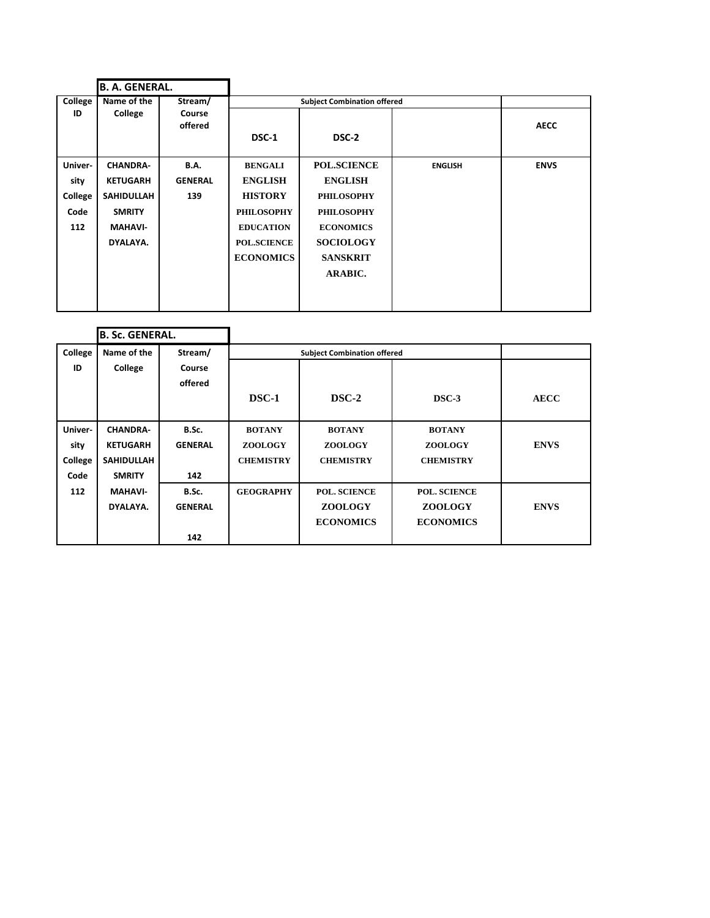**B. A. GENERAL.**

| College ID | Name of the College | Stream/ Course offered | Subject Combination offered | | | |
|---|---|---|---|---|---|---|
| | | | DSC-1 | DSC-2 | | AECC |
| University College Code 112 | CHANDRA-KETUGARH SAHIDULLAH SMRITY MAHAVI-DYALAYA. | B.A. GENERAL 139 | BENGALI | POL.SCIENCE | ENGLISH | ENVS |
| | | | ENGLISH | ENGLISH | | |
| | | | HISTORY | PHILOSOPHY | | |
| | | | PHILOSOPHY | PHILOSOPHY | | |
| | | | EDUCATION | ECONOMICS | | |
| | | | POL.SCIENCE | SOCIOLOGY | | |
| | | | ECONOMICS | SANSKRIT | | |
| | | | | ARABIC. | | |

**B. Sc. GENERAL.**

| College ID | Name of the College | Stream/ Course offered | Subject Combination offered | | | |
|---|---|---|---|---|---|---|
| | | | DSC-1 | DSC-2 | DSC-3 | AECC |
| University College Code 112 | CHANDRA-KETUGARH SAHIDULLAH SMRITY MAHAVI-DYALAYA. | B.Sc. GENERAL 142 | BOTANY<br>ZOOLOGY<br>CHEMISTRY | BOTANY<br>ZOOLOGY<br>CHEMISTRY | BOTANY<br>ZOOLOGY<br>CHEMISTRY | ENVS |
| | | B.Sc. GENERAL 142 | GEOGRAPHY | POL. SCIENCE<br>ZOOLOGY<br>ECONOMICS | POL. SCIENCE<br>ZOOLOGY<br>ECONOMICS | ENVS |